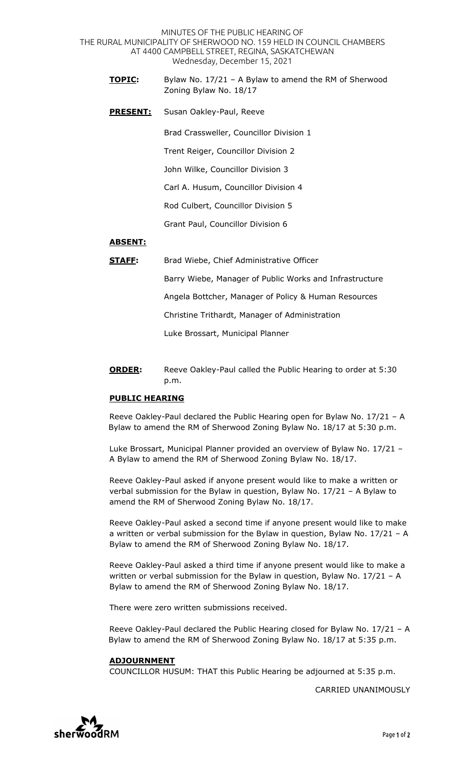MINUTES OF THE PUBLIC HEARING OF
THE RURAL MUNICIPALITY OF SHERWOOD NO. 159 HELD IN COUNCIL CHAMBERS
AT 4400 CAMPBELL STREET, REGINA, SASKATCHEWAN
Wednesday, December 15, 2021

**TOPIC:** Bylaw No. 17/21 – A Bylaw to amend the RM of Sherwood Zoning Bylaw No. 18/17

**PRESENT:** Susan Oakley-Paul, Reeve

Brad Crassweller, Councillor Division 1

Trent Reiger, Councillor Division 2

John Wilke, Councillor Division 3

Carl A. Husum, Councillor Division 4

Rod Culbert, Councillor Division 5

Grant Paul, Councillor Division 6

**ABSENT:**

**STAFF:** Brad Wiebe, Chief Administrative Officer

Barry Wiebe, Manager of Public Works and Infrastructure

Angela Bottcher, Manager of Policy & Human Resources

Christine Trithardt, Manager of Administration

Luke Brossart, Municipal Planner

**ORDER:** Reeve Oakley-Paul called the Public Hearing to order at 5:30 p.m.

## PUBLIC HEARING

Reeve Oakley-Paul declared the Public Hearing open for Bylaw No. 17/21 – A Bylaw to amend the RM of Sherwood Zoning Bylaw No. 18/17 at 5:30 p.m.

Luke Brossart, Municipal Planner provided an overview of Bylaw No. 17/21 – A Bylaw to amend the RM of Sherwood Zoning Bylaw No. 18/17.

Reeve Oakley-Paul asked if anyone present would like to make a written or verbal submission for the Bylaw in question, Bylaw No. 17/21 – A Bylaw to amend the RM of Sherwood Zoning Bylaw No. 18/17.

Reeve Oakley-Paul asked a second time if anyone present would like to make a written or verbal submission for the Bylaw in question, Bylaw No. 17/21 – A Bylaw to amend the RM of Sherwood Zoning Bylaw No. 18/17.

Reeve Oakley-Paul asked a third time if anyone present would like to make a written or verbal submission for the Bylaw in question, Bylaw No. 17/21 – A Bylaw to amend the RM of Sherwood Zoning Bylaw No. 18/17.

There were zero written submissions received.

Reeve Oakley-Paul declared the Public Hearing closed for Bylaw No. 17/21 – A Bylaw to amend the RM of Sherwood Zoning Bylaw No. 18/17 at 5:35 p.m.

## ADJOURNMENT

COUNCILLOR HUSUM: THAT this Public Hearing be adjourned at 5:35 p.m.

CARRIED UNANIMOUSLY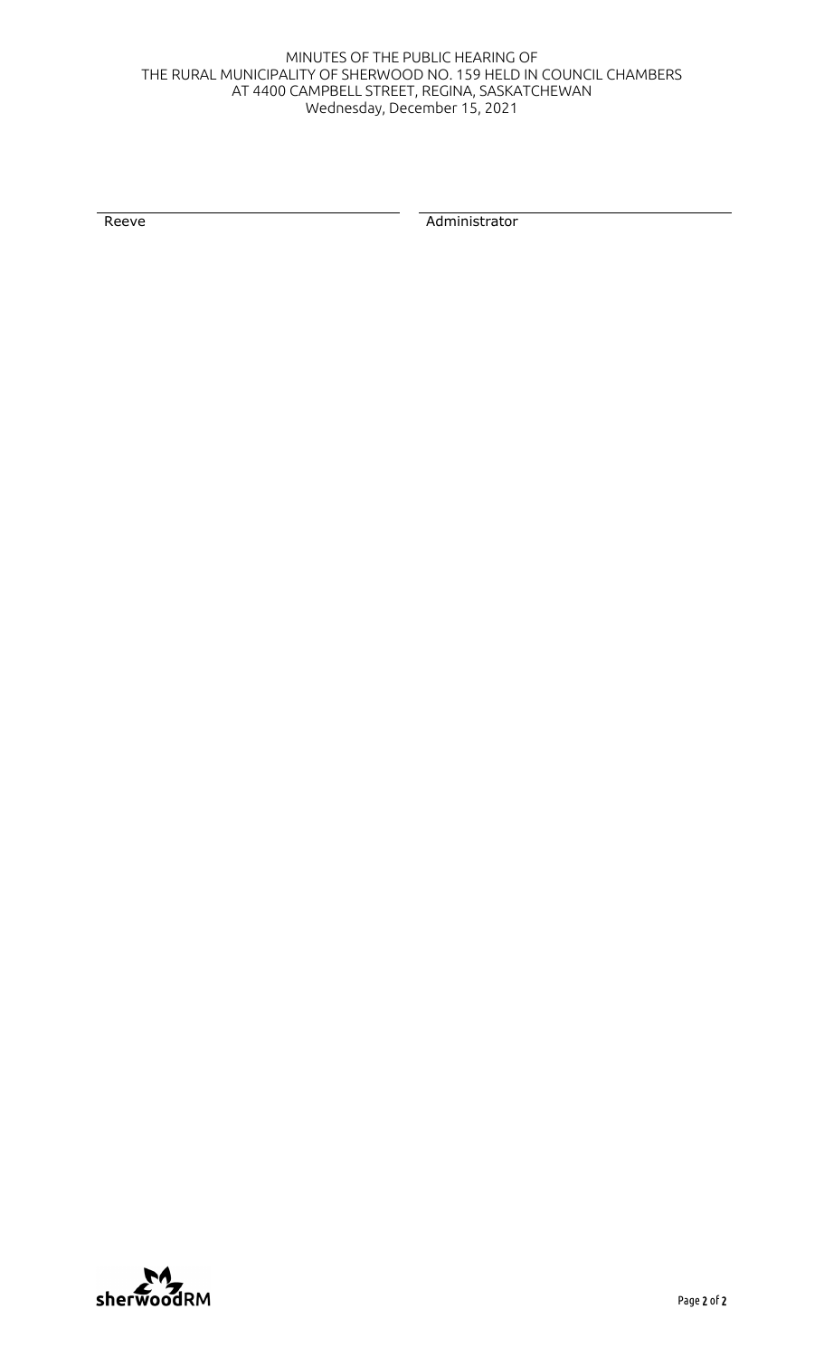Reeve

Administrator